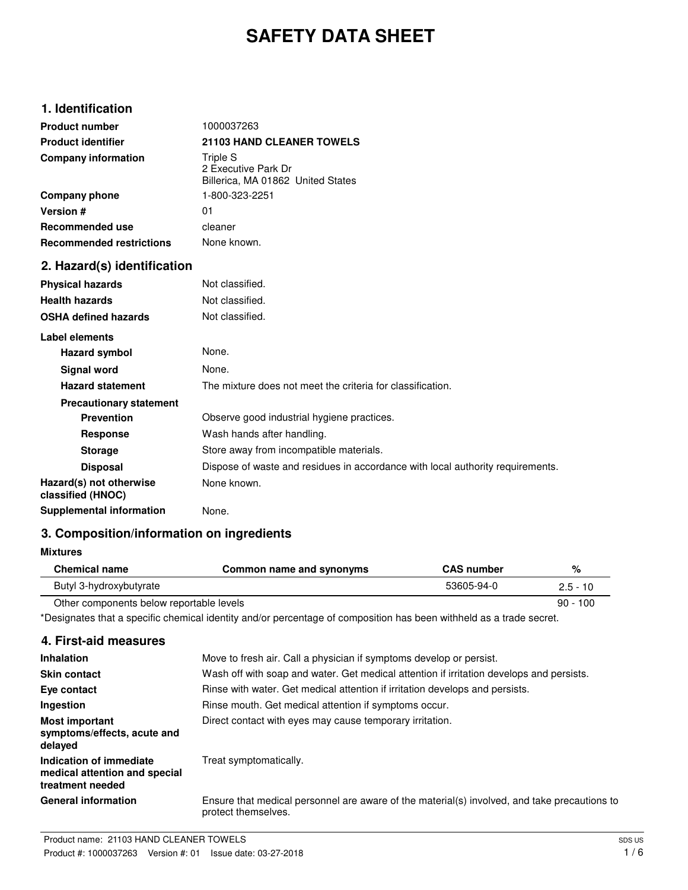# SAFETY DATA SHEET

## 1. Identification

| | |
|---|---|
| **Product number** | 1000037263 |
| **Product identifier** | **21103 HAND CLEANER TOWELS** |
| **Company information** | Triple S<br>2 Executive Park Dr<br>Billerica, MA 01862 United States |
| **Company phone** | 1-800-323-2251 |
| **Version #** | 01 |
| **Recommended use** | cleaner |
| **Recommended restrictions** | None known. |

## 2. Hazard(s) identification

| | |
|---|---|
| **Physical hazards** | Not classified. |
| **Health hazards** | Not classified. |
| **OSHA defined hazards** | Not classified. |

**Label elements**

| | |
|---|---|
| **Hazard symbol** | None. |
| **Signal word** | None. |
| **Hazard statement** | The mixture does not meet the criteria for classification. |

**Precautionary statement**

| | |
|---|---|
| **Prevention** | Observe good industrial hygiene practices. |
| **Response** | Wash hands after handling. |
| **Storage** | Store away from incompatible materials. |
| **Disposal** | Dispose of waste and residues in accordance with local authority requirements. |
| **Hazard(s) not otherwise classified (HNOC)** | None known. |
| **Supplemental information** | None. |

## 3. Composition/information on ingredients

**Mixtures**

| Chemical name | Common name and synonyms | CAS number | % |
|---|---|---|---|
| Butyl 3-hydroxybutyrate | | 53605-94-0 | 2.5 - 10 |
| Other components below reportable levels | | | 90 - 100 |

*Designates that a specific chemical identity and/or percentage of composition has been withheld as a trade secret.

## 4. First-aid measures

| | |
|---|---|
| **Inhalation** | Move to fresh air. Call a physician if symptoms develop or persist. |
| **Skin contact** | Wash off with soap and water. Get medical attention if irritation develops and persists. |
| **Eye contact** | Rinse with water. Get medical attention if irritation develops and persists. |
| **Ingestion** | Rinse mouth. Get medical attention if symptoms occur. |
| **Most important symptoms/effects, acute and delayed** | Direct contact with eyes may cause temporary irritation. |
| **Indication of immediate medical attention and special treatment needed** | Treat symptomatically. |
| **General information** | Ensure that medical personnel are aware of the material(s) involved, and take precautions to protect themselves. |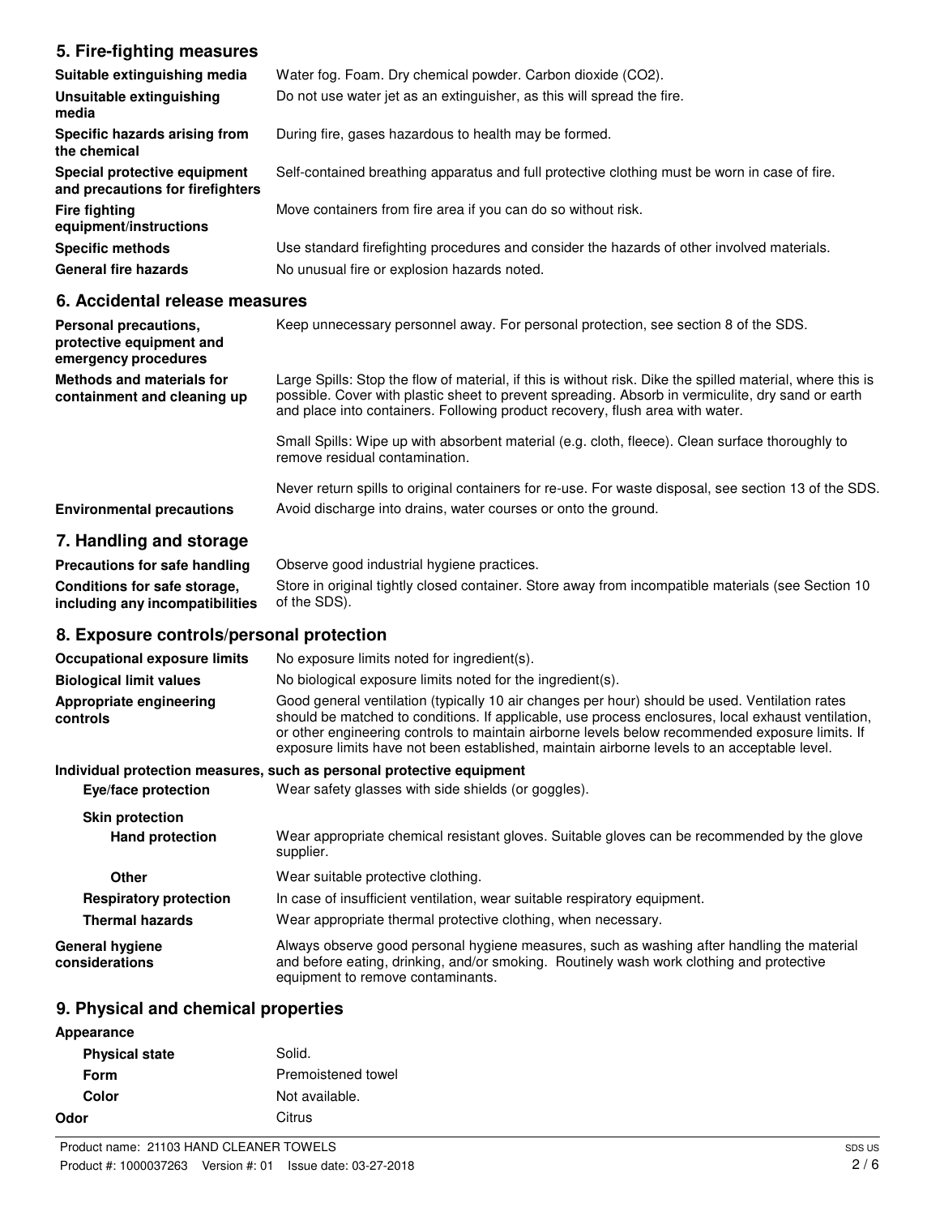## 5. Fire-fighting measures

| | |
|---|---|
| **Suitable extinguishing media** | Water fog. Foam. Dry chemical powder. Carbon dioxide ($CO_2$). |
| **Unsuitable extinguishing media** | Do not use water jet as an extinguisher, as this will spread the fire. |
| **Specific hazards arising from the chemical** | During fire, gases hazardous to health may be formed. |
| **Special protective equipment and precautions for firefighters** | Self-contained breathing apparatus and full protective clothing must be worn in case of fire. |
| **Fire fighting equipment/instructions** | Move containers from fire area if you can do so without risk. |
| **Specific methods** | Use standard firefighting procedures and consider the hazards of other involved materials. |
| **General fire hazards** | No unusual fire or explosion hazards noted. |

## 6. Accidental release measures

| | |
|---|---|
| **Personal precautions, protective equipment and emergency procedures** | Keep unnecessary personnel away. For personal protection, see section 8 of the SDS. |
| **Methods and materials for containment and cleaning up** | Large Spills: Stop the flow of material, if this is without risk. Dike the spilled material, where this is possible. Cover with plastic sheet to prevent spreading. Absorb in vermiculite, dry sand or earth and place into containers. Following product recovery, flush area with water.<br><br>Small Spills: Wipe up with absorbent material (e.g. cloth, fleece). Clean surface thoroughly to remove residual contamination.<br><br>Never return spills to original containers for re-use. For waste disposal, see section 13 of the SDS. |
| **Environmental precautions** | Avoid discharge into drains, water courses or onto the ground. |

## 7. Handling and storage

| | |
|---|---|
| **Precautions for safe handling** | Observe good industrial hygiene practices. |
| **Conditions for safe storage, including any incompatibilities** | Store in original tightly closed container. Store away from incompatible materials (see Section 10 of the SDS). |

## 8. Exposure controls/personal protection

| | |
|---|---|
| **Occupational exposure limits** | No exposure limits noted for ingredient(s). |
| **Biological limit values** | No biological exposure limits noted for the ingredient(s). |
| **Appropriate engineering controls** | Good general ventilation (typically 10 air changes per hour) should be used. Ventilation rates should be matched to conditions. If applicable, use process enclosures, local exhaust ventilation, or other engineering controls to maintain airborne levels below recommended exposure limits. If exposure limits have not been established, maintain airborne levels to an acceptable level. |

**Individual protection measures, such as personal protective equipment**

| | |
|---|---|
| **Eye/face protection** | Wear safety glasses with side shields (or goggles). |
| **Skin protection** | |
| **Hand protection** | Wear appropriate chemical resistant gloves. Suitable gloves can be recommended by the glove supplier. |
| **Other** | Wear suitable protective clothing. |
| **Respiratory protection** | In case of insufficient ventilation, wear suitable respiratory equipment. |
| **Thermal hazards** | Wear appropriate thermal protective clothing, when necessary. |
| **General hygiene considerations** | Always observe good personal hygiene measures, such as washing after handling the material and before eating, drinking, and/or smoking. Routinely wash work clothing and protective equipment to remove contaminants. |

## 9. Physical and chemical properties

| | |
|---|---|
| **Appearance** | |
| **Physical state** | Solid. |
| **Form** | Premoistened towel |
| **Color** | Not available. |
| **Odor** | Citrus |

Product name: 21103 HAND CLEANER TOWELS
Product #: 1000037263 Version #: 01 Issue date: 03-27-2018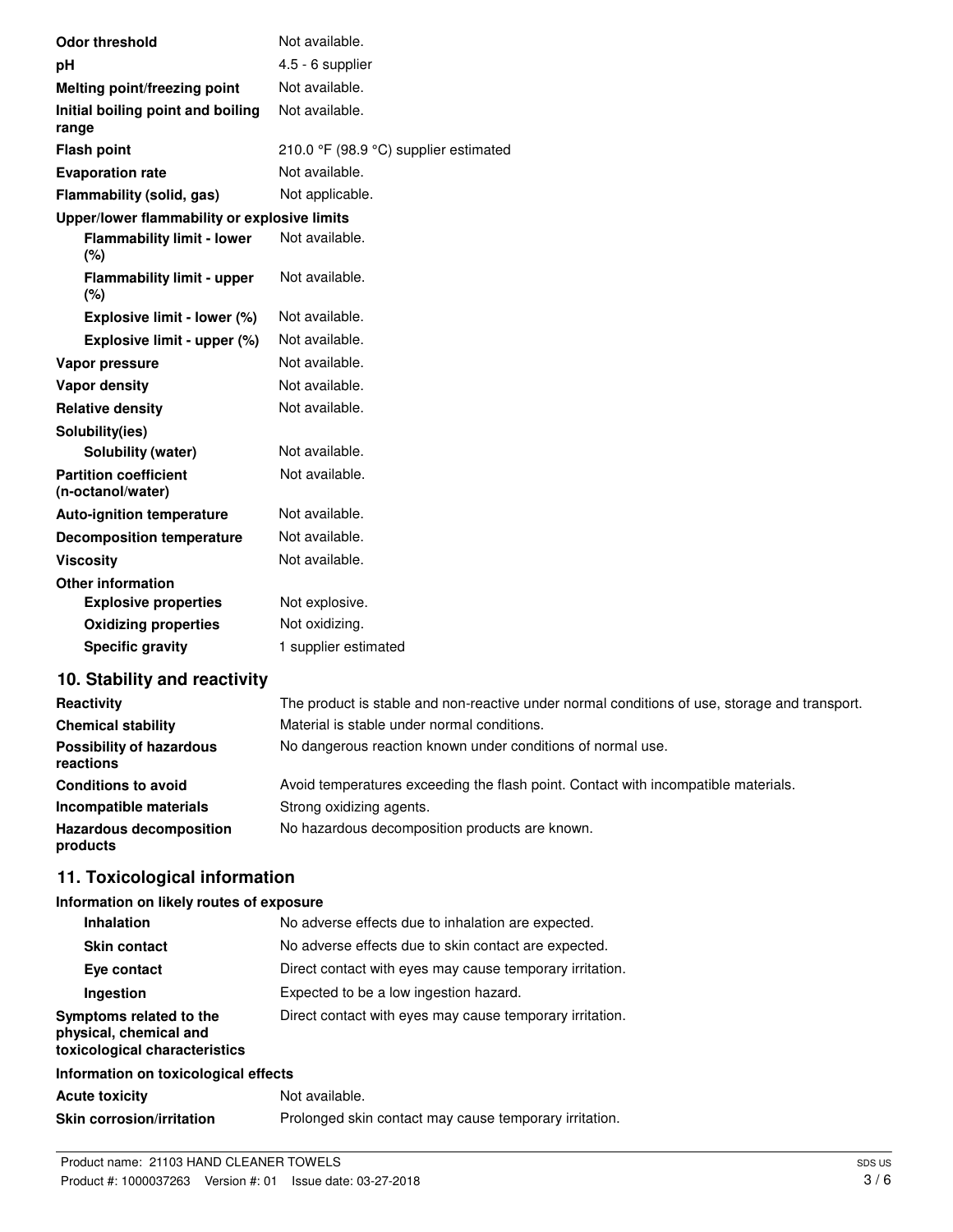| | |
|---|---|
| **Odor threshold** | Not available. |
| **pH** | 4.5 - 6 supplier |
| **Melting point/freezing point** | Not available. |
| **Initial boiling point and boiling range** | Not available. |
| **Flash point** | 210.0 °F (98.9 °C) supplier estimated |
| **Evaporation rate** | Not available. |
| **Flammability (solid, gas)** | Not applicable. |
| **Upper/lower flammability or explosive limits** | |
| **Flammability limit - lower (%)** | Not available. |
| **Flammability limit - upper (%)** | Not available. |
| **Explosive limit - lower (%)** | Not available. |
| **Explosive limit - upper (%)** | Not available. |
| **Vapor pressure** | Not available. |
| **Vapor density** | Not available. |
| **Relative density** | Not available. |
| **Solubility(ies)** | |
| **Solubility (water)** | Not available. |
| **Partition coefficient (n-octanol/water)** | Not available. |
| **Auto-ignition temperature** | Not available. |
| **Decomposition temperature** | Not available. |
| **Viscosity** | Not available. |
| **Other information** | |
| **Explosive properties** | Not explosive. |
| **Oxidizing properties** | Not oxidizing. |
| **Specific gravity** | 1 supplier estimated |

## 10. Stability and reactivity

| | |
|---|---|
| **Reactivity** | The product is stable and non-reactive under normal conditions of use, storage and transport. |
| **Chemical stability** | Material is stable under normal conditions. |
| **Possibility of hazardous reactions** | No dangerous reaction known under conditions of normal use. |
| **Conditions to avoid** | Avoid temperatures exceeding the flash point. Contact with incompatible materials. |
| **Incompatible materials** | Strong oxidizing agents. |
| **Hazardous decomposition products** | No hazardous decomposition products are known. |

## 11. Toxicological information

**Information on likely routes of exposure**

| | |
|---|---|
| **Inhalation** | No adverse effects due to inhalation are expected. |
| **Skin contact** | No adverse effects due to skin contact are expected. |
| **Eye contact** | Direct contact with eyes may cause temporary irritation. |
| **Ingestion** | Expected to be a low ingestion hazard. |
| **Symptoms related to the physical, chemical and toxicological characteristics** | Direct contact with eyes may cause temporary irritation. |

**Information on toxicological effects**

| | |
|---|---|
| **Acute toxicity** | Not available. |
| **Skin corrosion/irritation** | Prolonged skin contact may cause temporary irritation. |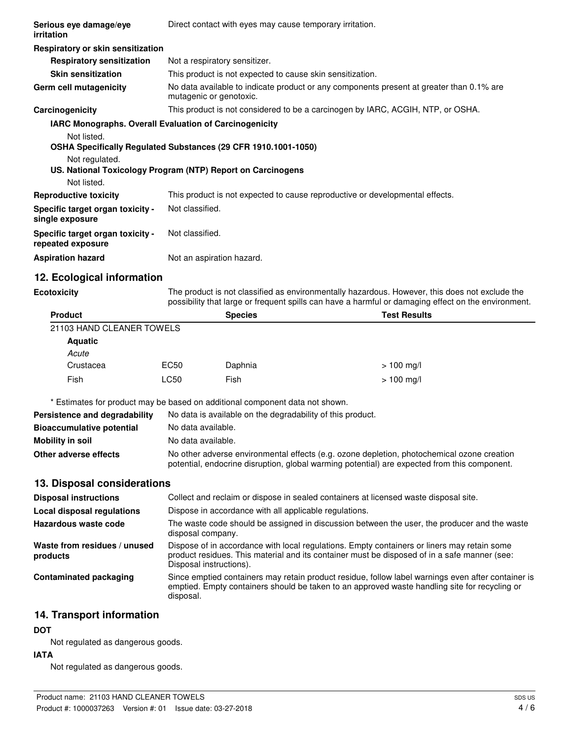**Serious eye damage/eye irritation**: Direct contact with eyes may cause temporary irritation.

**Respiratory or skin sensitization**

**Respiratory sensitization**: Not a respiratory sensitizer.

**Skin sensitization**: This product is not expected to cause skin sensitization.

**Germ cell mutagenicity**: No data available to indicate product or any components present at greater than 0.1% are mutagenic or genotoxic.

**Carcinogenicity**: This product is not considered to be a carcinogen by IARC, ACGIH, NTP, or OSHA.

**IARC Monographs. Overall Evaluation of Carcinogenicity**

Not listed.

**OSHA Specifically Regulated Substances (29 CFR 1910.1001-1050)**

Not regulated.

**US. National Toxicology Program (NTP) Report on Carcinogens**

Not listed.

**Reproductive toxicity**: This product is not expected to cause reproductive or developmental effects.

**Specific target organ toxicity - single exposure**: Not classified.

**Specific target organ toxicity - repeated exposure**: Not classified.

**Aspiration hazard**: Not an aspiration hazard.

## 12. Ecological information

**Ecotoxicity**: The product is not classified as environmentally hazardous. However, this does not exclude the possibility that large or frequent spills can have a harmful or damaging effect on the environment.

| Product | | Species | Test Results |
|---|---|---|---|
| 21103 HAND CLEANER TOWELS | | | |
| **Aquatic** | | | |
| *Acute* | | | |
| Crustacea | EC50 | Daphnia | > 100 mg/l |
| Fish | LC50 | Fish | > 100 mg/l |

\* Estimates for product may be based on additional component data not shown.

**Persistence and degradability**: No data is available on the degradability of this product.

**Bioaccumulative potential**: No data available.

**Mobility in soil**: No data available.

**Other adverse effects**: No other adverse environmental effects (e.g. ozone depletion, photochemical ozone creation potential, endocrine disruption, global warming potential) are expected from this component.

## 13. Disposal considerations

**Disposal instructions**: Collect and reclaim or dispose in sealed containers at licensed waste disposal site.

**Local disposal regulations**: Dispose in accordance with all applicable regulations.

**Hazardous waste code**: The waste code should be assigned in discussion between the user, the producer and the waste disposal company.

**Waste from residues / unused products**: Dispose of in accordance with local regulations. Empty containers or liners may retain some product residues. This material and its container must be disposed of in a safe manner (see: Disposal instructions).

**Contaminated packaging**: Since emptied containers may retain product residue, follow label warnings even after container is emptied. Empty containers should be taken to an approved waste handling site for recycling or disposal.

## 14. Transport information

**DOT**

Not regulated as dangerous goods.

**IATA**

Not regulated as dangerous goods.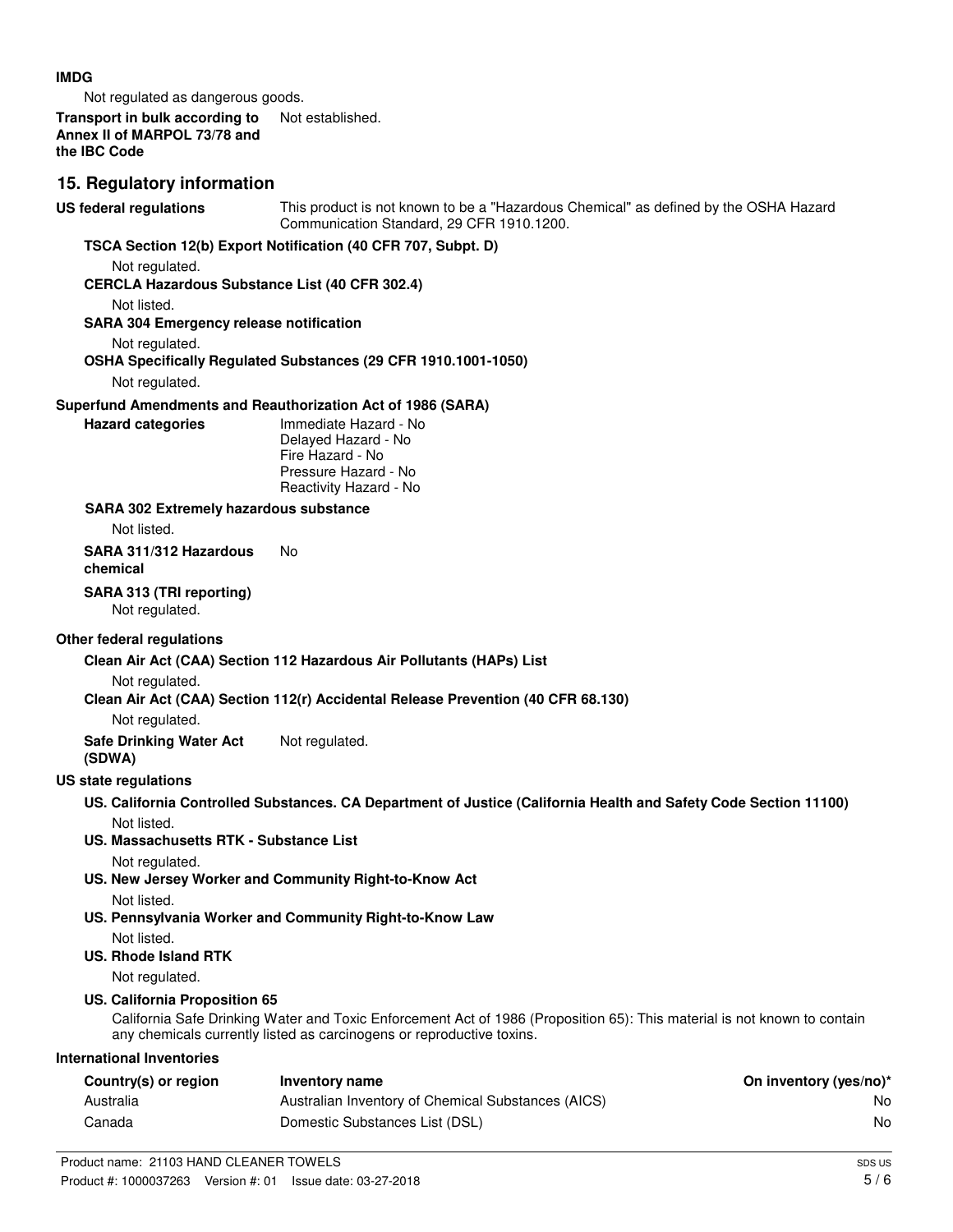**IMDG**

Not regulated as dangerous goods.

**Transport in bulk according to Annex II of MARPOL 73/78 and the IBC Code** Not established.

## 15. Regulatory information

**US federal regulations** This product is not known to be a "Hazardous Chemical" as defined by the OSHA Hazard Communication Standard, 29 CFR 1910.1200.

**TSCA Section 12(b) Export Notification (40 CFR 707, Subpt. D)**

Not regulated.

**CERCLA Hazardous Substance List (40 CFR 302.4)**

Not listed.

**SARA 304 Emergency release notification**

Not regulated.

**OSHA Specifically Regulated Substances (29 CFR 1910.1001-1050)**

Not regulated.

**Superfund Amendments and Reauthorization Act of 1986 (SARA)**

**Hazard categories**

Immediate Hazard - No
Delayed Hazard - No
Fire Hazard - No
Pressure Hazard - No
Reactivity Hazard - No

**SARA 302 Extremely hazardous substance**

Not listed.

**SARA 311/312 Hazardous chemical** No

**SARA 313 (TRI reporting)**

Not regulated.

**Other federal regulations**

**Clean Air Act (CAA) Section 112 Hazardous Air Pollutants (HAPs) List**

Not regulated.

**Clean Air Act (CAA) Section 112(r) Accidental Release Prevention (40 CFR 68.130)**

Not regulated.

**Safe Drinking Water Act (SDWA)** Not regulated.

**US state regulations**

**US. California Controlled Substances. CA Department of Justice (California Health and Safety Code Section 11100)**

Not listed.

**US. Massachusetts RTK - Substance List**

Not regulated.

**US. New Jersey Worker and Community Right-to-Know Act**

Not listed.

**US. Pennsylvania Worker and Community Right-to-Know Law**

Not listed.

**US. Rhode Island RTK**

Not regulated.

**US. California Proposition 65**

California Safe Drinking Water and Toxic Enforcement Act of 1986 (Proposition 65): This material is not known to contain any chemicals currently listed as carcinogens or reproductive toxins.

**International Inventories**

| Country(s) or region | Inventory name | On inventory (yes/no)* |
|---|---|---|
| Australia | Australian Inventory of Chemical Substances (AICS) | No |
| Canada | Domestic Substances List (DSL) | No |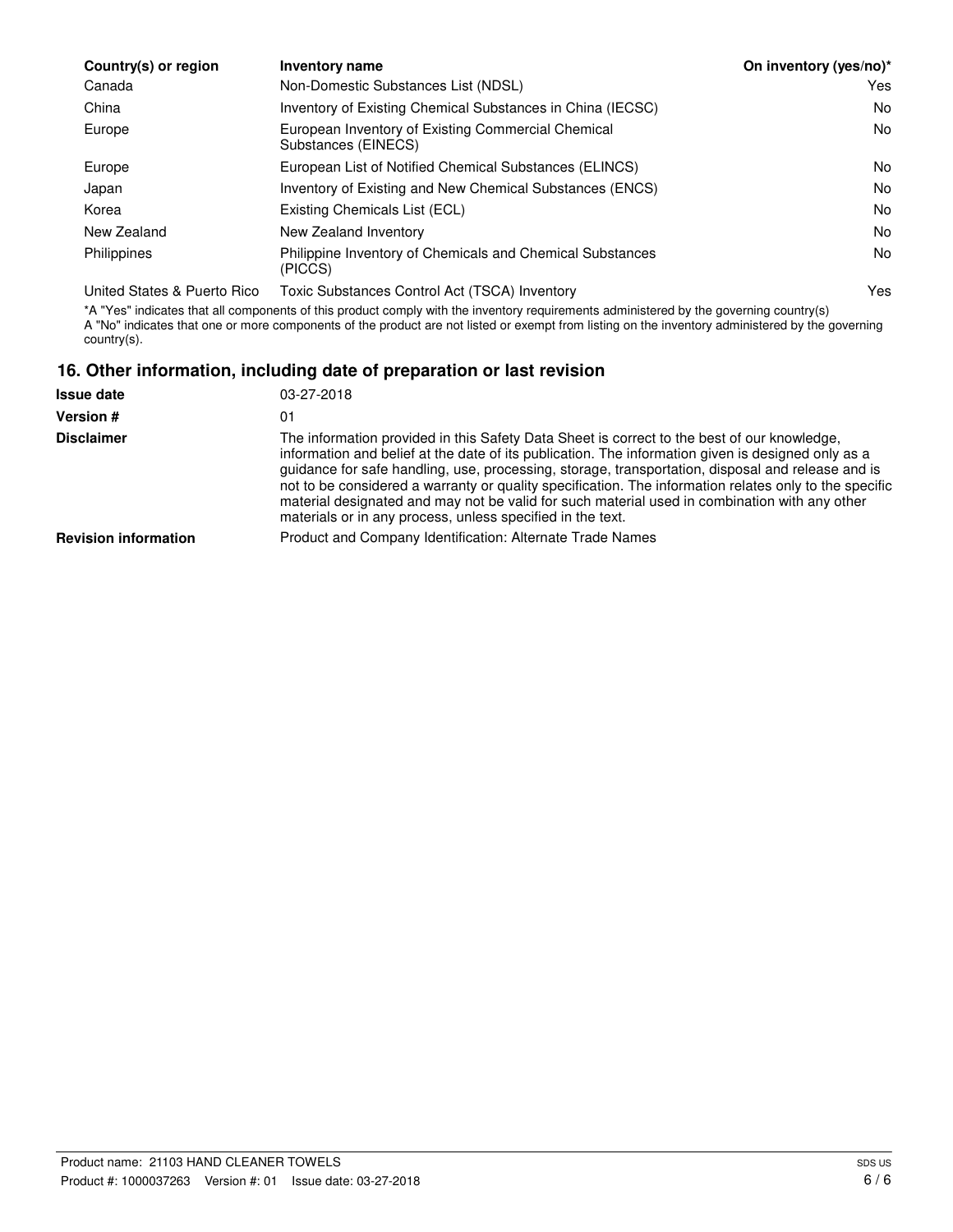| Country(s) or region | Inventory name | On inventory (yes/no)* |
| --- | --- | --- |
| Canada | Non-Domestic Substances List (NDSL) | Yes |
| China | Inventory of Existing Chemical Substances in China (IECSC) | No |
| Europe | European Inventory of Existing Commercial Chemical Substances (EINECS) | No |
| Europe | European List of Notified Chemical Substances (ELINCS) | No |
| Japan | Inventory of Existing and New Chemical Substances (ENCS) | No |
| Korea | Existing Chemicals List (ECL) | No |
| New Zealand | New Zealand Inventory | No |
| Philippines | Philippine Inventory of Chemicals and Chemical Substances (PICCS) | No |
| United States & Puerto Rico | Toxic Substances Control Act (TSCA) Inventory | Yes |

*A "Yes" indicates that all components of this product comply with the inventory requirements administered by the governing country(s)
A "No" indicates that one or more components of the product are not listed or exempt from listing on the inventory administered by the governing country(s).

## 16. Other information, including date of preparation or last revision

**Issue date** 03-27-2018

**Version #** 01

**Disclaimer** The information provided in this Safety Data Sheet is correct to the best of our knowledge, information and belief at the date of its publication. The information given is designed only as a guidance for safe handling, use, processing, storage, transportation, disposal and release and is not to be considered a warranty or quality specification. The information relates only to the specific material designated and may not be valid for such material used in combination with any other materials or in any process, unless specified in the text.

**Revision information** Product and Company Identification: Alternate Trade Names

Product name: 21103 HAND CLEANER TOWELS
Product #: 1000037263 Version #: 01 Issue date: 03-27-2018